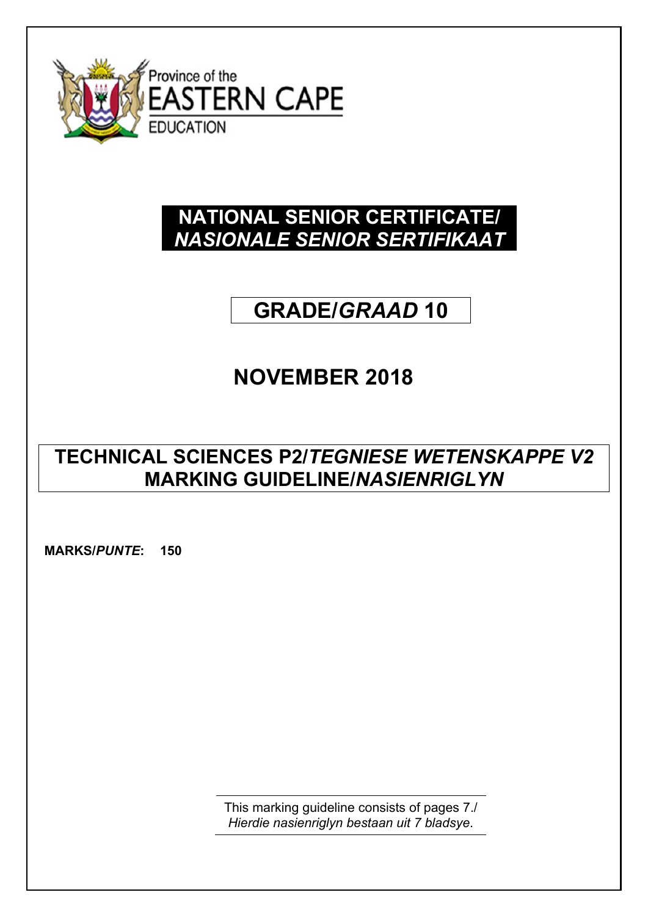Province of the
EASTERN CAPE
EDUCATION

# NATIONAL SENIOR CERTIFICATE/ *NASIONALE SENIOR SERTIFIKAAT*

## GRADE/*GRAAD* 10

## NOVEMBER 2018

## TECHNICAL SCIENCES P2/*TEGNIESE WETENSKAPPE V2* MARKING GUIDELINE/*NASIENRIGLYN*

**MARKS/*PUNTE*: 150**

This marking guideline consists of pages 7./
*Hierdie nasienriglyn bestaan uit 7 bladsye.*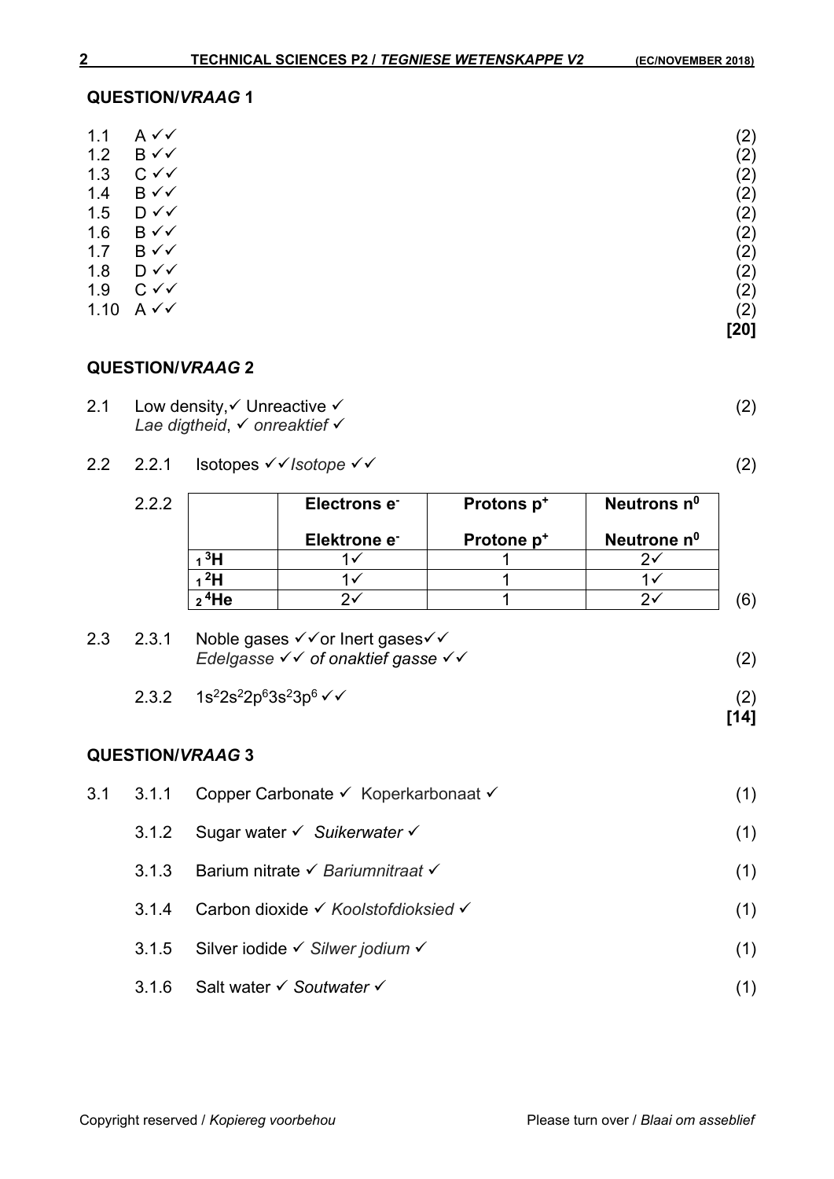## QUESTION/*VRAAG* 1

| | | |
|---|---|---|
| 1.1 | A ✓✓ | (2) |
| 1.2 | B ✓✓ | (2) |
| 1.3 | C ✓✓ | (2) |
| 1.4 | B ✓✓ | (2) |
| 1.5 | D ✓✓ | (2) |
| 1.6 | B ✓✓ | (2) |
| 1.7 | B ✓✓ | (2) |
| 1.8 | D ✓✓ | (2) |
| 1.9 | C ✓✓ | (2) |
| 1.10 | A ✓✓ | (2) |
| | | **[20]** |

## QUESTION/*VRAAG* 2

2.1 Low density,✓ Unreactive ✓ (2)
*Lae digtheid*, ✓ *onreaktief* ✓

2.2 2.2.1 Isotopes ✓✓*Isotope* ✓✓ (2)

2.2.2

| | **Electrons $e^-$** / **Elektrone $e^-$** | **Protons $p^+$** / **Protone $p^+$** | **Neutrons $n^0$** / **Neutrone $n^0$** |
|---|---|---|---|
| $_1{}^3H$ | 1✓ | 1 | 2✓ |
| $_1{}^2H$ | 1✓ | 1 | 1✓ |
| $_2{}^4He$ | 2✓ | 1 | 2✓ |

(6)

2.3 2.3.1 Noble gases ✓✓or Inert gases✓✓
*Edelgasse* ✓✓ ***of onaktief gasse*** ✓✓ (2)

2.3.2 $1s^2 2s^2 2p^6 3s^2 3p^6$ ✓✓ (2)

**[14]**

## QUESTION/*VRAAG* 3

3.1 3.1.1 Copper Carbonate ✓ Koperkarbonaat ✓ (1)

3.1.2 Sugar water ✓ *Suikerwater* ✓ (1)

3.1.3 Barium nitrate ✓ *Bariumnitraat* ✓ (1)

3.1.4 Carbon dioxide ✓ *Koolstofdioksied* ✓ (1)

3.1.5 Silver iodide ✓ *Silwer jodium* ✓ (1)

3.1.6 Salt water ✓ *Soutwater* ✓ (1)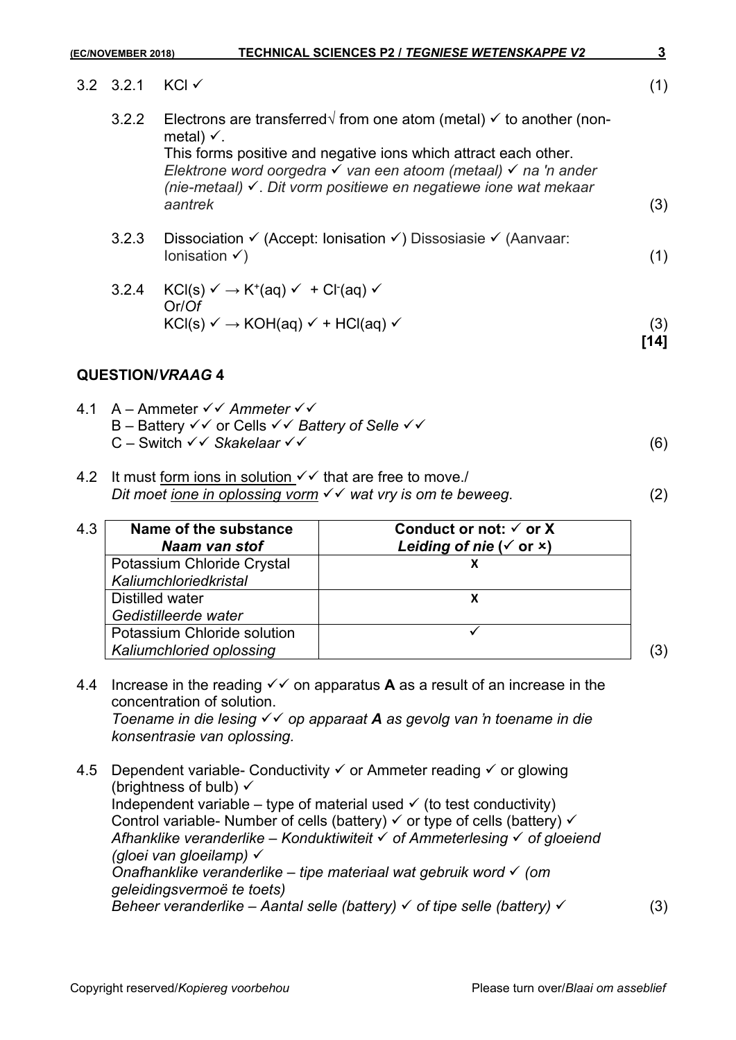3.2 3.2.1 KCl ✓ (1)

3.2.2 Electrons are transferred√ from one atom (metal) ✓ to another (non-metal) ✓.
This forms positive and negative ions which attract each other.
*Elektrone word oorgedra ✓ van een atoom (metaal) ✓ na 'n ander (nie-metaal) ✓. Dit vorm positiewe en negatiewe ione wat mekaar aantrek* (3)

3.2.3 Dissociation ✓ (Accept: Ionisation ✓) Dissosiasie ✓ (Aanvaar: Ionisation ✓) (1)

3.2.4 $KCl(s)$ ✓ → $K^{+}(aq)$ ✓ + $Cl^{-}(aq)$ ✓
Or/*Of*
$KCl(s)$ ✓ → $KOH(aq)$ ✓ + $HCl(aq)$ ✓ (3)
**[14]**

## QUESTION/*VRAAG* 4

4.1 A – Ammeter ✓✓ *Ammeter* ✓✓
B – Battery ✓✓ or Cells ✓✓ *Battery of Selle* ✓✓
C – Switch ✓✓ *Skakelaar* ✓✓ (6)

4.2 It must form ions in solution ✓✓ that are free to move./
*Dit moet ione in oplossing vorm ✓✓ wat vry is om te beweeg.* (2)

4.3

| **Name of the substance** ***Naam van stof*** | **Conduct or not: ✓ or X** ***Leiding of nie (✓ or ×)*** |
|---|---|
| Potassium Chloride Crystal *Kaliumchloriedkristal* | X |
| Distilled water *Gedistilleerde water* | X |
| Potassium Chloride solution *Kaliumchloried oplossing* | ✓ |

(3)

4.4 Increase in the reading ✓✓ on apparatus **A** as a result of an increase in the concentration of solution.
*Toename in die lesing ✓✓ op apparaat **A** as gevolg van 'n toename in die konsentrasie van oplossing.*

4.5 Dependent variable- Conductivity ✓ or Ammeter reading ✓ or glowing (brightness of bulb) ✓
Independent variable – type of material used ✓ (to test conductivity)
Control variable- Number of cells (battery) ✓ or type of cells (battery) ✓
*Afhanklike veranderlike – Konduktiwiteit ✓ of Ammeterlesing ✓ of gloeiend (gloei van gloeilamp) ✓*
*Onafhanklike veranderlike – tipe materiaal wat gebruik word ✓ (om geleidingsvermoë te toets)*
*Beheer veranderlike – Aantal selle (battery) ✓ of tipe selle (battery) ✓* (3)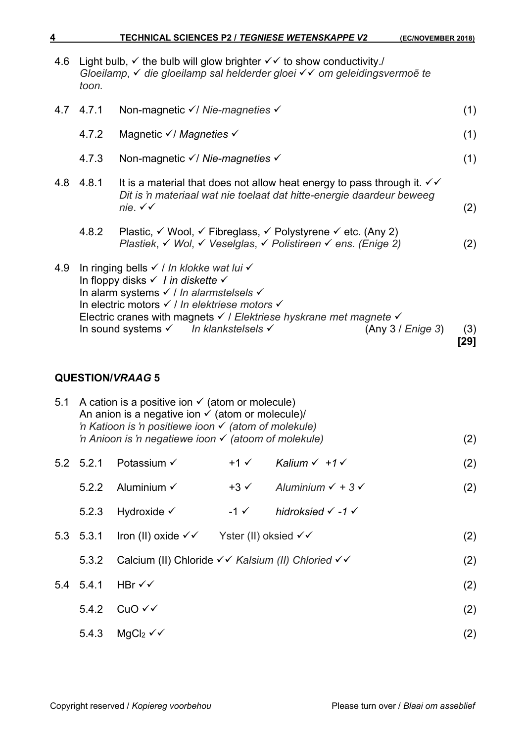4.6 Light bulb, ✓ the bulb will glow brighter ✓✓ to show conductivity./ *Gloeilamp*, ✓ *die gloeilamp sal helderder gloei* ✓✓ *om geleidingsvermoë te toon.*

4.7 4.7.1 Non-magnetic ✓/ *Nie-magneties* ✓ (1)

4.7.2 Magnetic ✓/ *Magneties* ✓ (1)

4.7.3 Non-magnetic ✓/ *Nie-magneties* ✓ (1)

4.8 4.8.1 It is a material that does not allow heat energy to pass through it. ✓✓ *Dit is 'n materiaal wat nie toelaat dat hitte-energie daardeur beweeg nie.* ✓✓ (2)

4.8.2 Plastic, ✓ Wool, ✓ Fibreglass, ✓ Polystyrene ✓ etc. (Any 2) *Plastiek*, ✓ *Wol*, ✓ *Veselglas*, ✓ *Polistireen* ✓ *ens. (Enige 2)* (2)

4.9 In ringing bells ✓ / *In klokke wat lui* ✓
In floppy disks ✓ / *in diskette* ✓
In alarm systems ✓ / *In alarmstelsels* ✓
In electric motors ✓ / *In elektriese motors* ✓
Electric cranes with magnets ✓ / *Elektriese hyskrane met magnete* ✓
In sound systems ✓ *In klankstelsels* ✓ (Any 3 / *Enige 3*) (3)
**[29]**

## QUESTION/*VRAAG* 5

5.1 A cation is a positive ion ✓ (atom or molecule)
An anion is a negative ion ✓ (atom or molecule)/
*'n Katioon is 'n positiewe ioon* ✓ *(atom of molekule)*
*'n Anioon is 'n negatiewe ioon* ✓ *(atoom of molekule)* (2)

5.2 5.2.1 Potassium ✓ +1 ✓ *Kalium* ✓ *+1* ✓ (2)

5.2.2 Aluminium ✓ +3 ✓ *Aluminium* ✓ *+ 3* ✓ (2)

5.2.3 Hydroxide ✓ -1 ✓ *hidroksied* ✓ *-1* ✓

5.3 5.3.1 Iron (II) oxide ✓✓ Yster (II) oksied ✓✓ (2)

5.3.2 Calcium (II) Chloride ✓✓ *Kalsium (II) Chloried* ✓✓ (2)

5.4 5.4.1 $HBr$ ✓✓ (2)

5.4.2 $CuO$ ✓✓ (2)

5.4.3 $MgCl_2$ ✓✓ (2)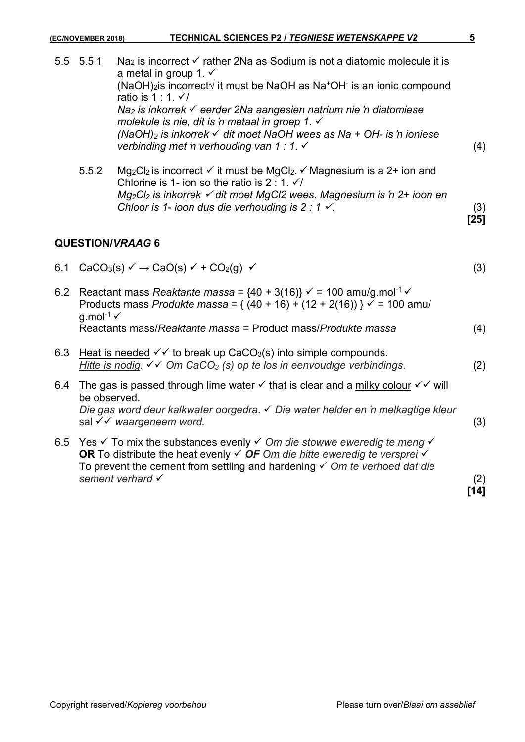5.5 5.5.1 $Na_2$ is incorrect ✓ rather 2Na as Sodium is not a diatomic molecule it is a metal in group 1. ✓
$(NaOH)_2$is incorrect√ it must be NaOH as $Na^+OH^-$ is an ionic compound ratio is 1 : 1. ✓/
*$Na_2$ is inkorrek ✓ eerder 2Na aangesien natrium nie ŉ diatomiese molekule is nie, dit is ŉ metaal in groep 1.* ✓
*$(NaOH)_2$ is inkorrek ✓ dit moet NaOH wees as Na + OH- is ŉ ioniese verbinding met ŉ verhouding van 1 : 1.* ✓ (4)

5.5.2 $Mg_2Cl_2$ is incorrect ✓ it must be $MgCl_2$. ✓ Magnesium is a 2+ ion and Chlorine is 1- ion so the ratio is 2 : 1. ✓/
*$Mg_2Cl_2$ is inkorrek ✓ dit moet MgCl2 wees. Magnesium is ŉ 2+ ioon en Chloor is 1- ioon dus die verhouding is 2 : 1* ✓. (3)
**[25]**

## QUESTION/*VRAAG* 6

6.1 $CaCO_3(s)$ ✓ → $CaO(s)$ ✓ + $CO_2(g)$ ✓ (3)

6.2 Reactant mass *Reaktante massa* = {40 + 3(16)} ✓ = 100 amu/g.mol$^{-1}$ ✓
Products mass *Produkte massa* = { (40 + 16) + (12 + 2(16)) } ✓ = 100 amu/ g.mol$^{-1}$ ✓
Reactants mass/*Reaktante massa* = Product mass/*Produkte massa* (4)

6.3 Heat is needed ✓✓ to break up $CaCO_3(s)$ into simple compounds.
*Hitte is nodig. ✓✓ Om $CaCO_3$ (s) op te los in eenvoudige verbindings.* (2)

6.4 The gas is passed through lime water ✓ that is clear and a milky colour ✓✓ will be observed.
*Die gas word deur kalkwater oorgedra. ✓ Die water helder en ŉ melkagtige kleur sal ✓✓ waargeneem word.* (3)

6.5 Yes ✓ To mix the substances evenly ✓ *Om die stowwe eweredig te meng* ✓
**OR** To distribute the heat evenly ✓ ***OF*** *Om die hitte eweredig te versprei* ✓
To prevent the cement from settling and hardening ✓ *Om te verhoed dat die sement verhard* ✓ (2)
**[14]**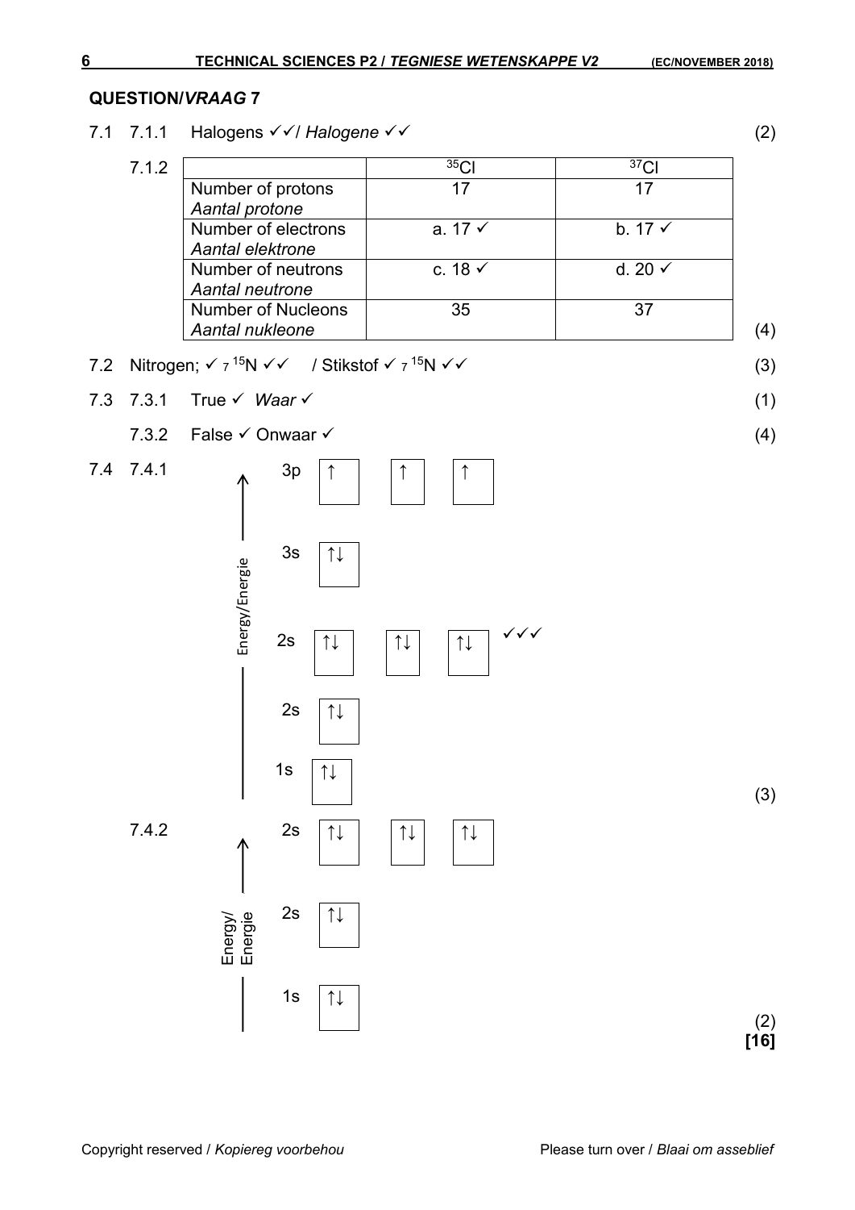## QUESTION/*VRAAG* 7

7.1 7.1.1 Halogens ✓✓/ *Halogene* ✓✓ (2)

7.1.2

| | $^{35}Cl$ | $^{37}Cl$ |
|---|---|---|
| Number of protons *Aantal protone* | 17 | 17 |
| Number of electrons *Aantal elektrone* | a. 17 ✓ | b. 17 ✓ |
| Number of neutrons *Aantal neutrone* | c. 18 ✓ | d. 20 ✓ |
| Number of Nucleons *Aantal nukleone* | 35 | 37 |

(4)

7.2 Nitrogen; ✓ $_{7}^{15}N$ ✓✓ / Stikstof ✓ $_{7}^{15}N$ ✓✓ (3)

7.3 7.3.1 True ✓ *Waar* ✓ (1)

7.3.2 False ✓ Onwaar ✓ (4)

7.4 7.4.1

Energy/Energie ↑

| Orbital | | | |
|---|---|---|---|
| 3p | ↑ | ↑ | ↑ |
| 3s | ↑↓ | | |
| 2s | ↑↓ | ↑↓ | ↑↓ ✓✓✓ |
| 2s | ↑↓ | | |
| 1s | ↑↓ | | |

(3)

7.4.2

Energy/Energie ↑

| Orbital | | | |
|---|---|---|---|
| 2s | ↑↓ | ↑↓ | ↑↓ |
| 2s | ↑↓ | | |
| 1s | ↑↓ | | |

(2)

**[16]**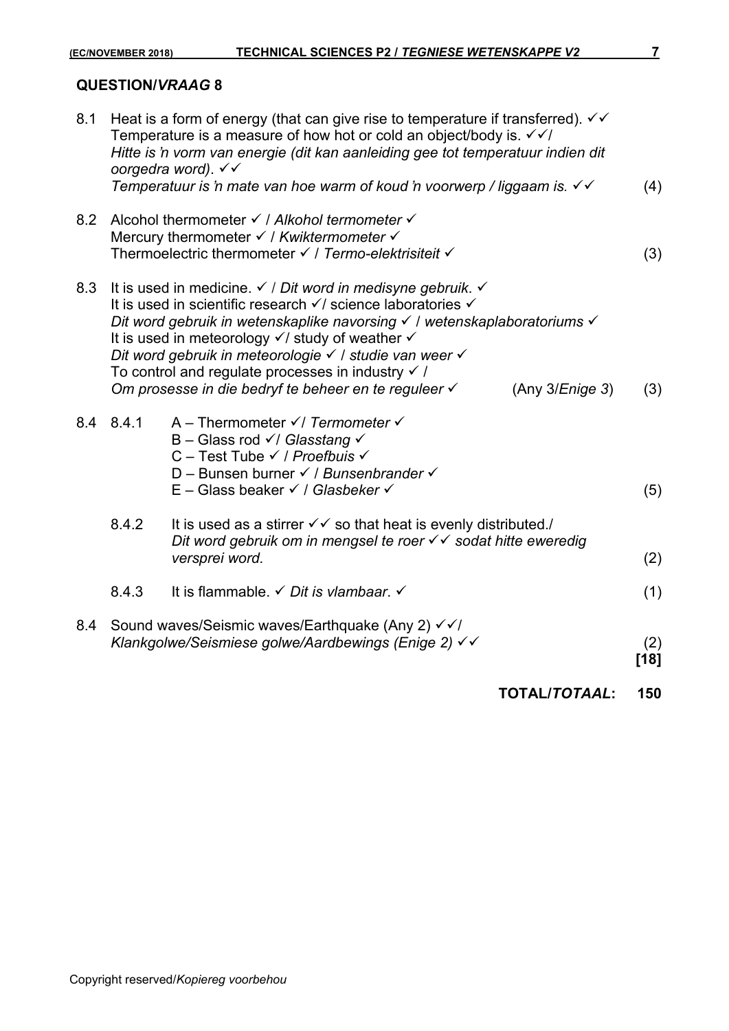## QUESTION/*VRAAG* 8

8.1 Heat is a form of energy (that can give rise to temperature if transferred). ✓✓
Temperature is a measure of how hot or cold an object/body is. ✓✓/
*Hitte is 'n vorm van energie (dit kan aanleiding gee tot temperatuur indien dit oorgedra word).* ✓✓
*Temperatuur is 'n mate van hoe warm of koud 'n voorwerp / liggaam is.* ✓✓ (4)

8.2 Alcohol thermometer ✓ / *Alkohol termometer* ✓
Mercury thermometer ✓ / *Kwiktermometer* ✓
Thermoelectric thermometer ✓ / *Termo-elektrisiteit* ✓ (3)

8.3 It is used in medicine. ✓ / *Dit word in medisyne gebruik.* ✓
It is used in scientific research ✓/ science laboratories ✓
*Dit word gebruik in wetenskaplike navorsing* ✓ / *wetenskaplaboratoriums* ✓
It is used in meteorology ✓/ study of weather ✓
*Dit word gebruik in meteorologie* ✓ / *studie van weer* ✓
To control and regulate processes in industry ✓ /
*Om prosesse in die bedryf te beheer en te reguleer* ✓ (Any 3/*Enige 3*) (3)

8.4 8.4.1 A – Thermometer ✓/ *Termometer* ✓
B – Glass rod ✓/ *Glasstang* ✓
C – Test Tube ✓ / *Proefbuis* ✓
D – Bunsen burner ✓ / *Bunsenbrander* ✓
E – Glass beaker ✓ / *Glasbeker* ✓ (5)

8.4.2 It is used as a stirrer ✓✓ so that heat is evenly distributed./
*Dit word gebruik om in mengsel te roer* ✓✓ *sodat hitte eweredig versprei word.* (2)

8.4.3 It is flammable. ✓ *Dit is vlambaar.* ✓ (1)

8.4 Sound waves/Seismic waves/Earthquake (Any 2) ✓✓/
*Klankgolwe/Seismiese golwe/Aardbewings (Enige 2)* ✓✓ (2)
**[18]**

**TOTAL/*TOTAAL*: 150**